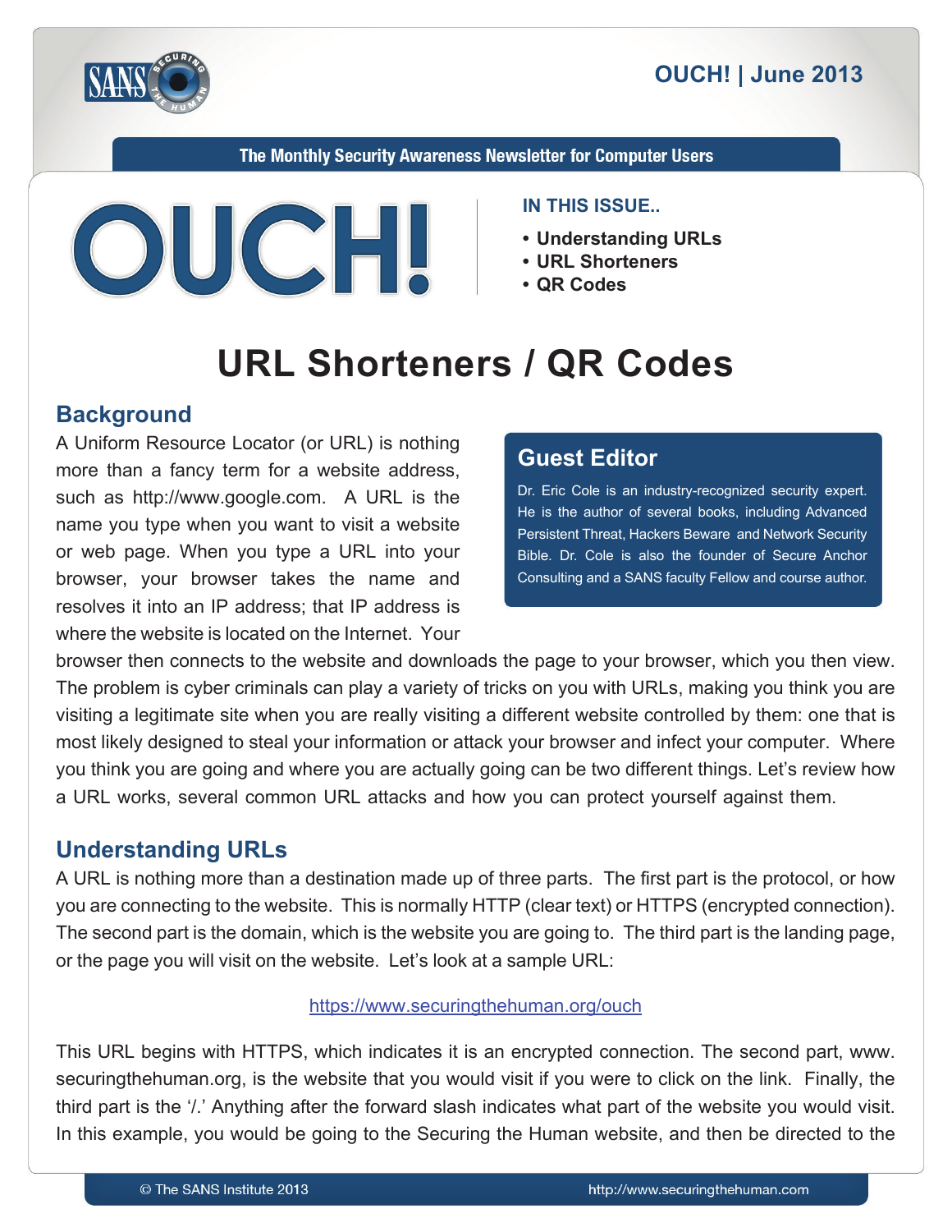# OUCH! | June 2013

The Monthly Security Awareness Newsletter for Computer Users

**IN THIS ISSUE..**

- **Understanding URLs**
- **URL Shorteners**
- **QR Codes**

# URL Shorteners / QR Codes

## Background

A Uniform Resource Locator (or URL) is nothing more than a fancy term for a website address, such as http://www.google.com. A URL is the name you type when you want to visit a website or web page. When you type a URL into your browser, your browser takes the name and resolves it into an IP address; that IP address is where the website is located on the Internet. Your browser then connects to the website and downloads the page to your browser, which you then view. The problem is cyber criminals can play a variety of tricks on you with URLs, making you think you are visiting a legitimate site when you are really visiting a different website controlled by them: one that is most likely designed to steal your information or attack your browser and infect your computer. Where you think you are going and where you are actually going can be two different things. Let's review how a URL works, several common URL attacks and how you can protect yourself against them.

## Guest Editor

Dr. Eric Cole is an industry-recognized security expert. He is the author of several books, including Advanced Persistent Threat, Hackers Beware and Network Security Bible. Dr. Cole is also the founder of Secure Anchor Consulting and a SANS faculty Fellow and course author.

## Understanding URLs

A URL is nothing more than a destination made up of three parts. The first part is the protocol, or how you are connecting to the website. This is normally HTTP (clear text) or HTTPS (encrypted connection). The second part is the domain, which is the website you are going to. The third part is the landing page, or the page you will visit on the website. Let's look at a sample URL:

https://www.securingthehuman.org/ouch

This URL begins with HTTPS, which indicates it is an encrypted connection. The second part, www.securingthehuman.org, is the website that you would visit if you were to click on the link. Finally, the third part is the '/.' Anything after the forward slash indicates what part of the website you would visit. In this example, you would be going to the Securing the Human website, and then be directed to the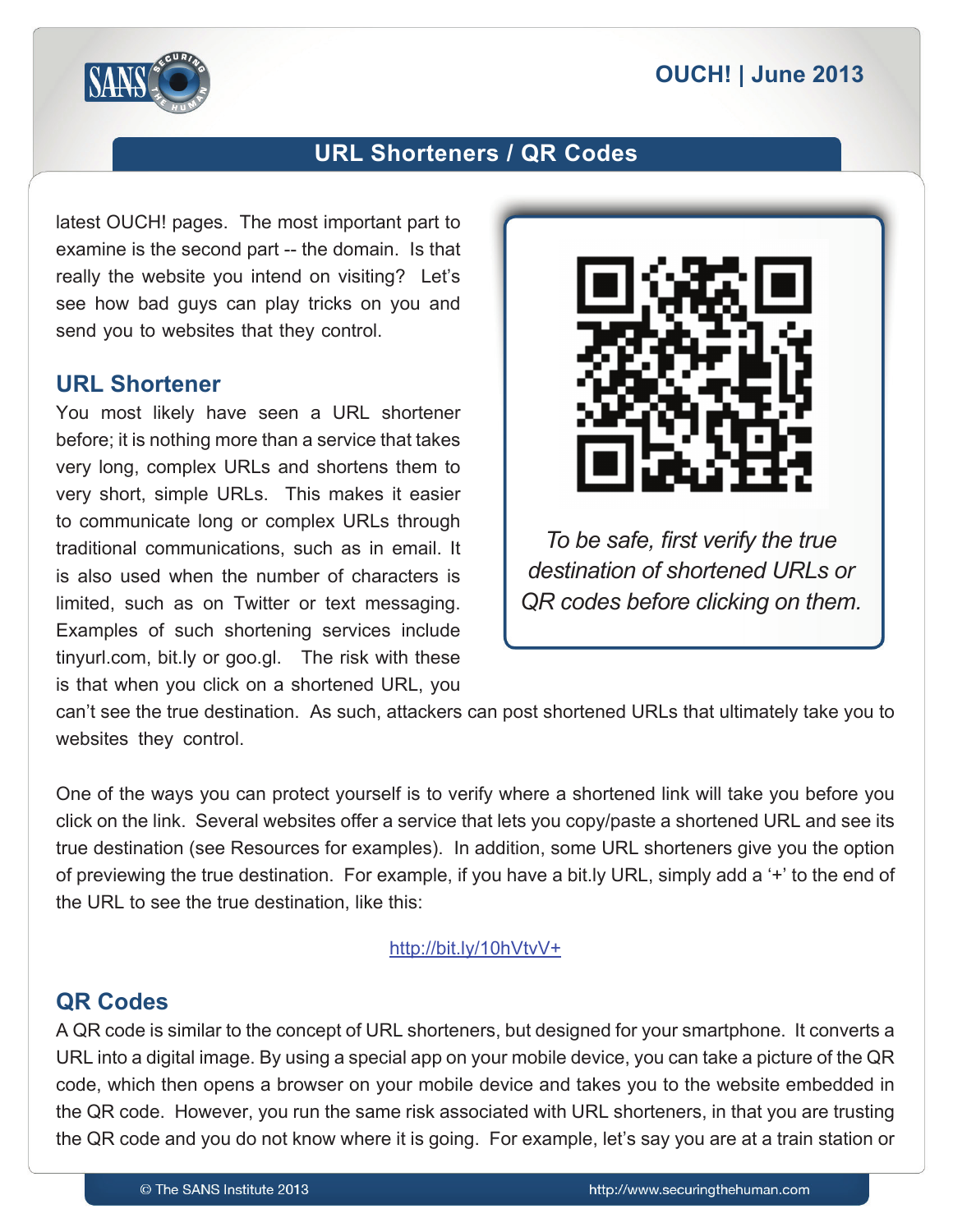latest OUCH! pages. The most important part to examine is the second part -- the domain. Is that really the website you intend on visiting? Let's see how bad guys can play tricks on you and send you to websites that they control.

*To be safe, first verify the true destination of shortened URLs or QR codes before clicking on them.*

## URL Shortener

You most likely have seen a URL shortener before; it is nothing more than a service that takes very long, complex URLs and shortens them to very short, simple URLs. This makes it easier to communicate long or complex URLs through traditional communications, such as in email. It is also used when the number of characters is limited, such as on Twitter or text messaging. Examples of such shortening services include tinyurl.com, bit.ly or goo.gl. The risk with these is that when you click on a shortened URL, you can't see the true destination. As such, attackers can post shortened URLs that ultimately take you to websites they control.

One of the ways you can protect yourself is to verify where a shortened link will take you before you click on the link. Several websites offer a service that lets you copy/paste a shortened URL and see its true destination (see Resources for examples). In addition, some URL shorteners give you the option of previewing the true destination. For example, if you have a bit.ly URL, simply add a '+' to the end of the URL to see the true destination, like this:

http://bit.ly/10hVtvV+

## QR Codes

A QR code is similar to the concept of URL shorteners, but designed for your smartphone. It converts a URL into a digital image. By using a special app on your mobile device, you can take a picture of the QR code, which then opens a browser on your mobile device and takes you to the website embedded in the QR code. However, you run the same risk associated with URL shorteners, in that you are trusting the QR code and you do not know where it is going. For example, let's say you are at a train station or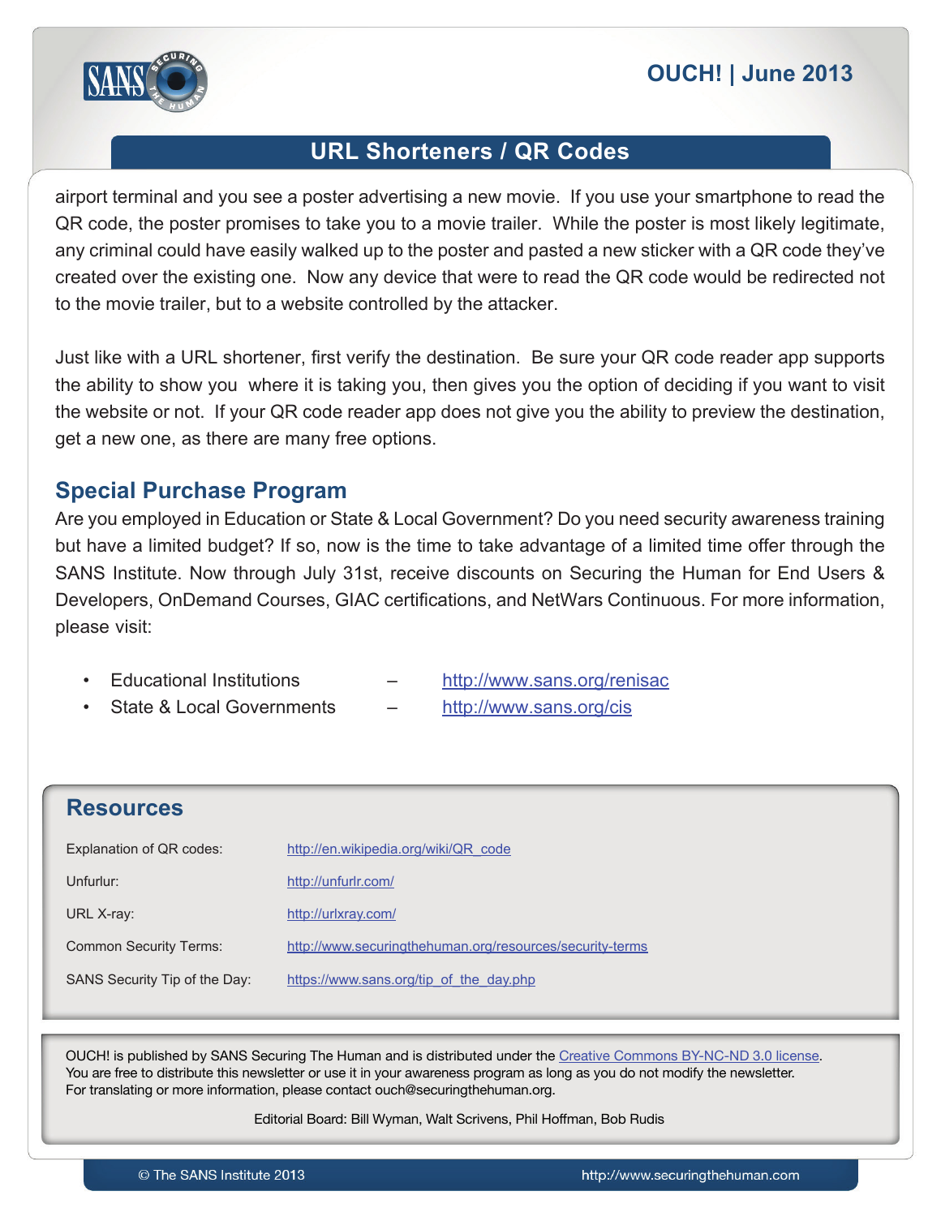airport terminal and you see a poster advertising a new movie. If you use your smartphone to read the QR code, the poster promises to take you to a movie trailer. While the poster is most likely legitimate, any criminal could have easily walked up to the poster and pasted a new sticker with a QR code they've created over the existing one. Now any device that were to read the QR code would be redirected not to the movie trailer, but to a website controlled by the attacker.

Just like with a URL shortener, first verify the destination. Be sure your QR code reader app supports the ability to show you where it is taking you, then gives you the option of deciding if you want to visit the website or not. If your QR code reader app does not give you the ability to preview the destination, get a new one, as there are many free options.

## Special Purchase Program

Are you employed in Education or State & Local Government? Do you need security awareness training but have a limited budget? If so, now is the time to take advantage of a limited time offer through the SANS Institute. Now through July 31st, receive discounts on Securing the Human for End Users & Developers, OnDemand Courses, GIAC certifications, and NetWars Continuous. For more information, please visit:

- Educational Institutions – http://www.sans.org/renisac
- State & Local Governments – http://www.sans.org/cis

## Resources

| | |
|---|---|
| Explanation of QR codes: | http://en.wikipedia.org/wiki/QR_code |
| Unfurlur: | http://unfurlr.com/ |
| URL X-ray: | http://urlxray.com/ |
| Common Security Terms: | http://www.securingthehuman.org/resources/security-terms |
| SANS Security Tip of the Day: | https://www.sans.org/tip_of_the_day.php |

OUCH! is published by SANS Securing The Human and is distributed under the Creative Commons BY-NC-ND 3.0 license. You are free to distribute this newsletter or use it in your awareness program as long as you do not modify the newsletter. For translating or more information, please contact ouch@securingthehuman.org.

Editorial Board: Bill Wyman, Walt Scrivens, Phil Hoffman, Bob Rudis